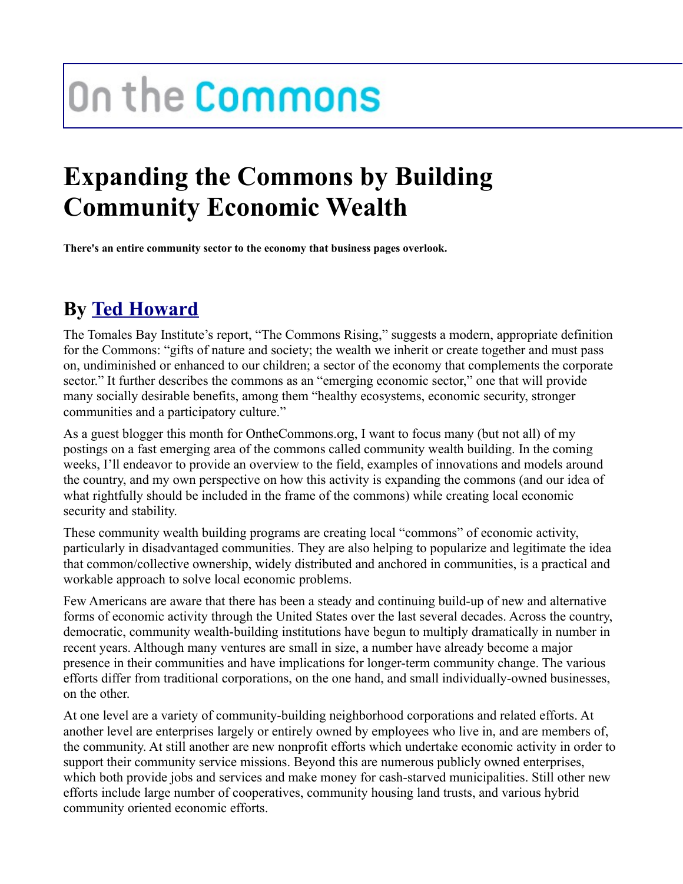On the Commons

# Expanding the Commons by Building Community Economic Wealth

**There's an entire community sector to the economy that business pages overlook.**

## By Ted Howard

The Tomales Bay Institute's report, "The Commons Rising," suggests a modern, appropriate definition for the Commons: "gifts of nature and society; the wealth we inherit or create together and must pass on, undiminished or enhanced to our children; a sector of the economy that complements the corporate sector." It further describes the commons as an "emerging economic sector," one that will provide many socially desirable benefits, among them "healthy ecosystems, economic security, stronger communities and a participatory culture."

As a guest blogger this month for OntheCommons.org, I want to focus many (but not all) of my postings on a fast emerging area of the commons called community wealth building. In the coming weeks, I'll endeavor to provide an overview to the field, examples of innovations and models around the country, and my own perspective on how this activity is expanding the commons (and our idea of what rightfully should be included in the frame of the commons) while creating local economic security and stability.

These community wealth building programs are creating local "commons" of economic activity, particularly in disadvantaged communities. They are also helping to popularize and legitimate the idea that common/collective ownership, widely distributed and anchored in communities, is a practical and workable approach to solve local economic problems.

Few Americans are aware that there has been a steady and continuing build-up of new and alternative forms of economic activity through the United States over the last several decades. Across the country, democratic, community wealth-building institutions have begun to multiply dramatically in number in recent years. Although many ventures are small in size, a number have already become a major presence in their communities and have implications for longer-term community change. The various efforts differ from traditional corporations, on the one hand, and small individually-owned businesses, on the other.

At one level are a variety of community-building neighborhood corporations and related efforts. At another level are enterprises largely or entirely owned by employees who live in, and are members of, the community. At still another are new nonprofit efforts which undertake economic activity in order to support their community service missions. Beyond this are numerous publicly owned enterprises, which both provide jobs and services and make money for cash-starved municipalities. Still other new efforts include large number of cooperatives, community housing land trusts, and various hybrid community oriented economic efforts.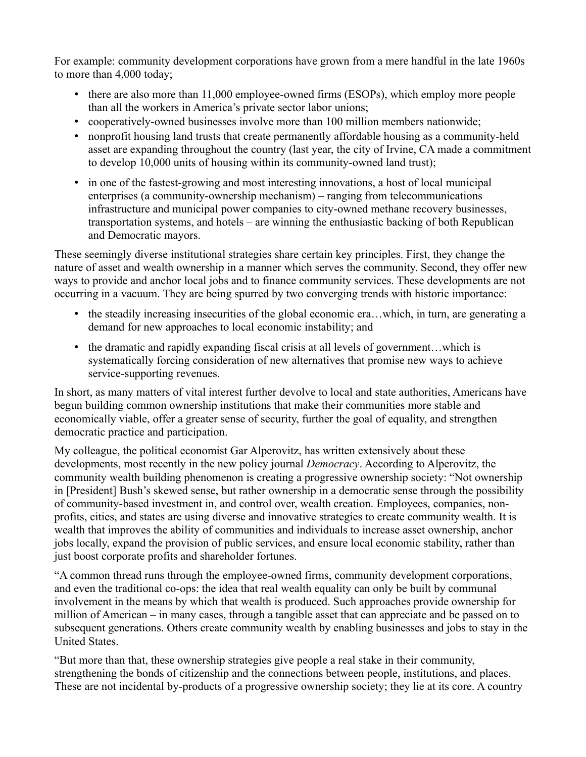For example: community development corporations have grown from a mere handful in the late 1960s to more than 4,000 today;

- there are also more than 11,000 employee-owned firms (ESOPs), which employ more people than all the workers in America's private sector labor unions;
- cooperatively-owned businesses involve more than 100 million members nationwide;
- nonprofit housing land trusts that create permanently affordable housing as a community-held asset are expanding throughout the country (last year, the city of Irvine, CA made a commitment to develop 10,000 units of housing within its community-owned land trust);
- in one of the fastest-growing and most interesting innovations, a host of local municipal enterprises (a community-ownership mechanism) – ranging from telecommunications infrastructure and municipal power companies to city-owned methane recovery businesses, transportation systems, and hotels – are winning the enthusiastic backing of both Republican and Democratic mayors.

These seemingly diverse institutional strategies share certain key principles. First, they change the nature of asset and wealth ownership in a manner which serves the community. Second, they offer new ways to provide and anchor local jobs and to finance community services. These developments are not occurring in a vacuum. They are being spurred by two converging trends with historic importance:

- the steadily increasing insecurities of the global economic era…which, in turn, are generating a demand for new approaches to local economic instability; and
- the dramatic and rapidly expanding fiscal crisis at all levels of government…which is systematically forcing consideration of new alternatives that promise new ways to achieve service-supporting revenues.

In short, as many matters of vital interest further devolve to local and state authorities, Americans have begun building common ownership institutions that make their communities more stable and economically viable, offer a greater sense of security, further the goal of equality, and strengthen democratic practice and participation.

My colleague, the political economist Gar Alperovitz, has written extensively about these developments, most recently in the new policy journal *Democracy*. According to Alperovitz, the community wealth building phenomenon is creating a progressive ownership society: "Not ownership in [President] Bush's skewed sense, but rather ownership in a democratic sense through the possibility of community-based investment in, and control over, wealth creation. Employees, companies, non-profits, cities, and states are using diverse and innovative strategies to create community wealth. It is wealth that improves the ability of communities and individuals to increase asset ownership, anchor jobs locally, expand the provision of public services, and ensure local economic stability, rather than just boost corporate profits and shareholder fortunes.

"A common thread runs through the employee-owned firms, community development corporations, and even the traditional co-ops: the idea that real wealth equality can only be built by communal involvement in the means by which that wealth is produced. Such approaches provide ownership for million of American – in many cases, through a tangible asset that can appreciate and be passed on to subsequent generations. Others create community wealth by enabling businesses and jobs to stay in the United States.

"But more than that, these ownership strategies give people a real stake in their community, strengthening the bonds of citizenship and the connections between people, institutions, and places. These are not incidental by-products of a progressive ownership society; they lie at its core. A country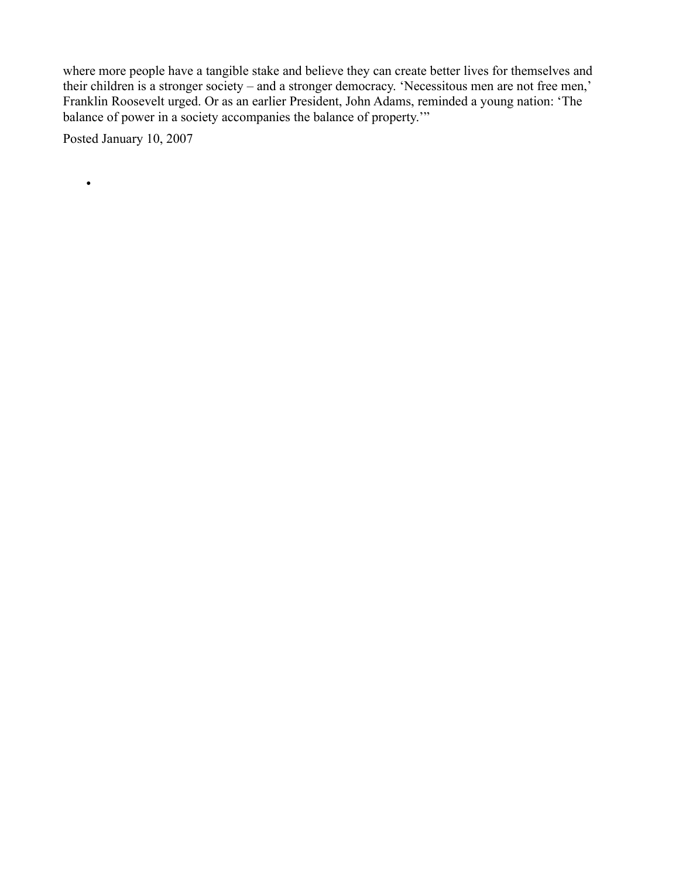where more people have a tangible stake and believe they can create better lives for themselves and their children is a stronger society – and a stronger democracy. 'Necessitous men are not free men,' Franklin Roosevelt urged. Or as an earlier President, John Adams, reminded a young nation: 'The balance of power in a society accompanies the balance of property.'"

Posted January 10, 2007